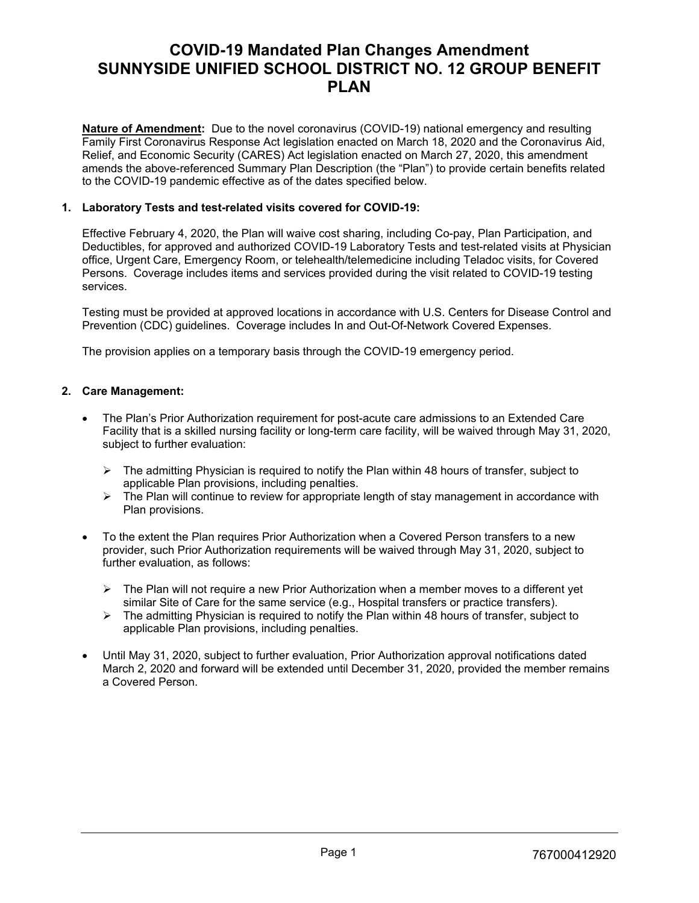# COVID-19 Mandated Plan Changes Amendment
# SUNNYSIDE UNIFIED SCHOOL DISTRICT NO. 12 GROUP BENEFIT PLAN

**Nature of Amendment:** Due to the novel coronavirus (COVID-19) national emergency and resulting Family First Coronavirus Response Act legislation enacted on March 18, 2020 and the Coronavirus Aid, Relief, and Economic Security (CARES) Act legislation enacted on March 27, 2020, this amendment amends the above-referenced Summary Plan Description (the "Plan") to provide certain benefits related to the COVID-19 pandemic effective as of the dates specified below.

**1. Laboratory Tests and test-related visits covered for COVID-19:**

Effective February 4, 2020, the Plan will waive cost sharing, including Co-pay, Plan Participation, and Deductibles, for approved and authorized COVID-19 Laboratory Tests and test-related visits at Physician office, Urgent Care, Emergency Room, or telehealth/telemedicine including Teladoc visits, for Covered Persons. Coverage includes items and services provided during the visit related to COVID-19 testing services.

Testing must be provided at approved locations in accordance with U.S. Centers for Disease Control and Prevention (CDC) guidelines. Coverage includes In and Out-Of-Network Covered Expenses.

The provision applies on a temporary basis through the COVID-19 emergency period.

**2. Care Management:**

- The Plan's Prior Authorization requirement for post-acute care admissions to an Extended Care Facility that is a skilled nursing facility or long-term care facility, will be waived through May 31, 2020, subject to further evaluation:
  - The admitting Physician is required to notify the Plan within 48 hours of transfer, subject to applicable Plan provisions, including penalties.
  - The Plan will continue to review for appropriate length of stay management in accordance with Plan provisions.
- To the extent the Plan requires Prior Authorization when a Covered Person transfers to a new provider, such Prior Authorization requirements will be waived through May 31, 2020, subject to further evaluation, as follows:
  - The Plan will not require a new Prior Authorization when a member moves to a different yet similar Site of Care for the same service (e.g., Hospital transfers or practice transfers).
  - The admitting Physician is required to notify the Plan within 48 hours of transfer, subject to applicable Plan provisions, including penalties.
- Until May 31, 2020, subject to further evaluation, Prior Authorization approval notifications dated March 2, 2020 and forward will be extended until December 31, 2020, provided the member remains a Covered Person.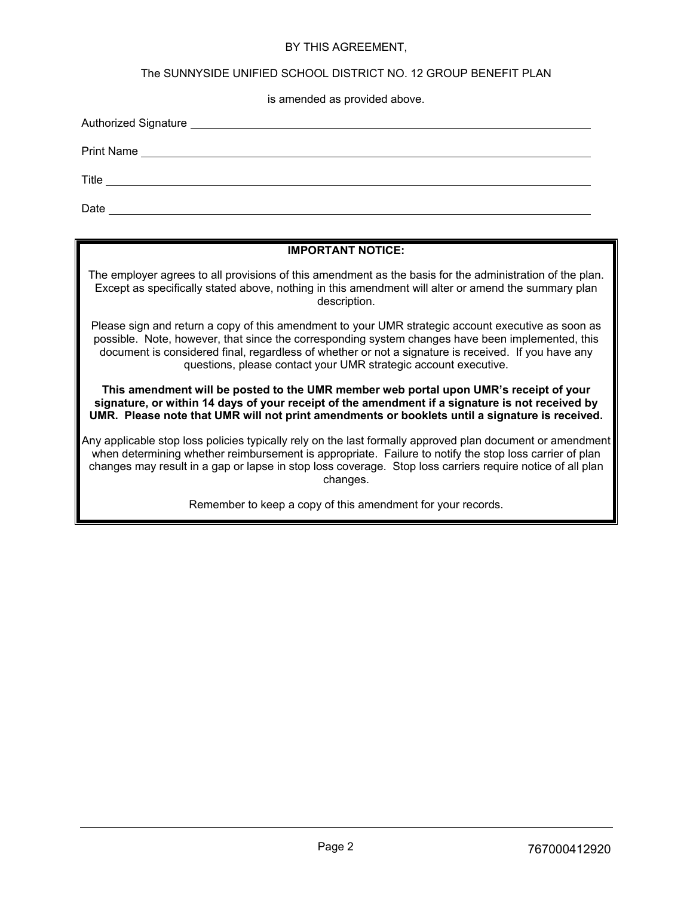BY THIS AGREEMENT,

The SUNNYSIDE UNIFIED SCHOOL DISTRICT NO. 12 GROUP BENEFIT PLAN

is amended as provided above.

Authorized Signature ______________________________________________

Print Name ______________________________________________

Title ______________________________________________

Date ______________________________________________

**IMPORTANT NOTICE:**

The employer agrees to all provisions of this amendment as the basis for the administration of the plan. Except as specifically stated above, nothing in this amendment will alter or amend the summary plan description.

Please sign and return a copy of this amendment to your UMR strategic account executive as soon as possible. Note, however, that since the corresponding system changes have been implemented, this document is considered final, regardless of whether or not a signature is received. If you have any questions, please contact your UMR strategic account executive.

**This amendment will be posted to the UMR member web portal upon UMR's receipt of your signature, or within 14 days of your receipt of the amendment if a signature is not received by UMR. Please note that UMR will not print amendments or booklets until a signature is received.**

Any applicable stop loss policies typically rely on the last formally approved plan document or amendment when determining whether reimbursement is appropriate. Failure to notify the stop loss carrier of plan changes may result in a gap or lapse in stop loss coverage. Stop loss carriers require notice of all plan changes.

Remember to keep a copy of this amendment for your records.

767000412920